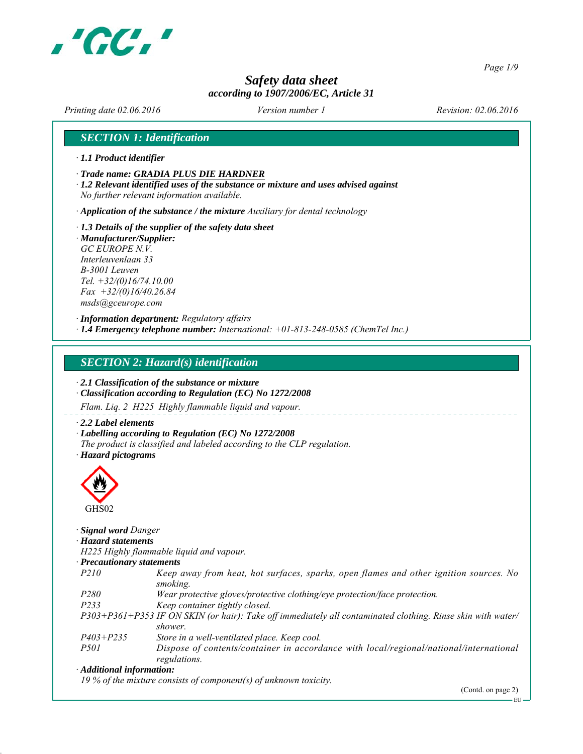# Safety data sheet

*according to 1907/2006/EC, Article 31*

*Printing date 02.06.2016* *Version number 1* *Revision: 02.06.2016*

## SECTION 1: Identification

· **1.1 Product identifier**

· **Trade name: GRADIA PLUS DIE HARDNER**

· **1.2 Relevant identified uses of the substance or mixture and uses advised against**
*No further relevant information available.*

· **Application of the substance / the mixture** *Auxiliary for dental technology*

· **1.3 Details of the supplier of the safety data sheet**

· **Manufacturer/Supplier:**
*GC EUROPE N.V.*
*Interleuvenlaan 33*
*B-3001 Leuven*
*Tel. +32/(0)16/74.10.00*
*Fax +32/(0)16/40.26.84*
*msds@gceurope.com*

· **Information department:** *Regulatory affairs*

· **1.4 Emergency telephone number:** *International: +01-813-248-0585 (ChemTel Inc.)*

## SECTION 2: Hazard(s) identification

· **2.1 Classification of the substance or mixture**

· **Classification according to Regulation (EC) No 1272/2008**

*Flam. Liq. 2 H225 Highly flammable liquid and vapour.*

· **2.2 Label elements**

· **Labelling according to Regulation (EC) No 1272/2008**
*The product is classified and labeled according to the CLP regulation.*

· **Hazard pictograms**

GHS02

· **Signal word** *Danger*

· **Hazard statements**
*H225 Highly flammable liquid and vapour.*

· **Precautionary statements**

| | |
|---|---|
| *P210* | *Keep away from heat, hot surfaces, sparks, open flames and other ignition sources. No smoking.* |
| *P280* | *Wear protective gloves/protective clothing/eye protection/face protection.* |
| *P233* | *Keep container tightly closed.* |
| *P303+P361+P353* | *IF ON SKIN (or hair): Take off immediately all contaminated clothing. Rinse skin with water/shower.* |
| *P403+P235* | *Store in a well-ventilated place. Keep cool.* |
| *P501* | *Dispose of contents/container in accordance with local/regional/national/international regulations.* |

· **Additional information:**
*19 % of the mixture consists of component(s) of unknown toxicity.*

(Contd. on page 2)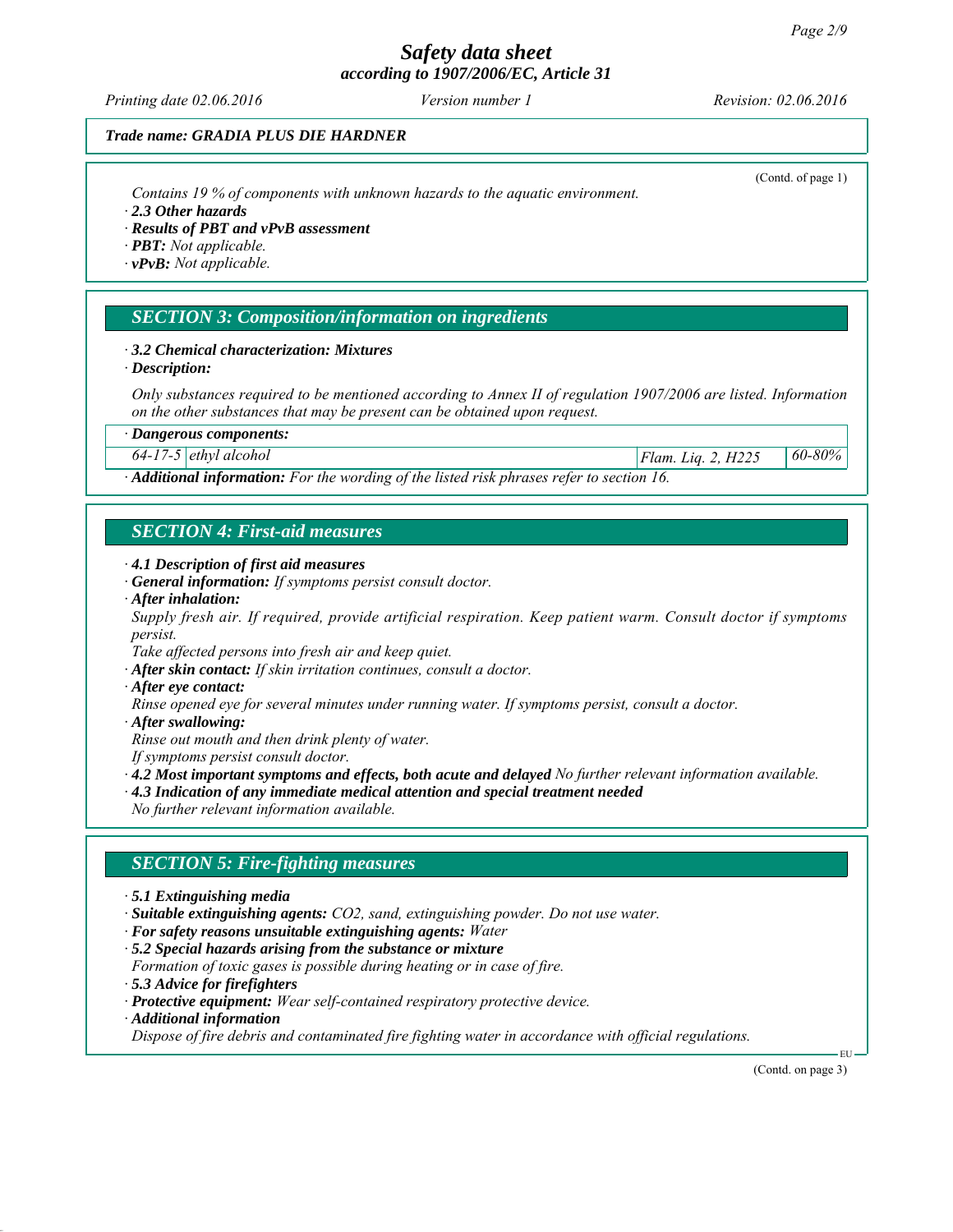(Contd. of page 1)

*Contains 19 % of components with unknown hazards to the aquatic environment.*

· ***2.3 Other hazards***

· ***Results of PBT and vPvB assessment***

· ***PBT:*** *Not applicable.*

· ***vPvB:*** *Not applicable.*

## SECTION 3: Composition/information on ingredients

· ***3.2 Chemical characterization: Mixtures***

· ***Description:***

*Only substances required to be mentioned according to Annex II of regulation 1907/2006 are listed. Information on the other substances that may be present can be obtained upon request.*

| · Dangerous components: | | | |
|---|---|---|---|
| 64-17-5 | ethyl alcohol | Flam. Liq. 2, H225 | 60-80% |

· ***Additional information:*** *For the wording of the listed risk phrases refer to section 16.*

## SECTION 4: First-aid measures

· ***4.1 Description of first aid measures***

· ***General information:*** *If symptoms persist consult doctor.*

· ***After inhalation:***

*Supply fresh air. If required, provide artificial respiration. Keep patient warm. Consult doctor if symptoms persist.*

*Take affected persons into fresh air and keep quiet.*

· ***After skin contact:*** *If skin irritation continues, consult a doctor.*

· ***After eye contact:***

*Rinse opened eye for several minutes under running water. If symptoms persist, consult a doctor.*

· ***After swallowing:***

*Rinse out mouth and then drink plenty of water.*

*If symptoms persist consult doctor.*

· ***4.2 Most important symptoms and effects, both acute and delayed*** *No further relevant information available.*

· ***4.3 Indication of any immediate medical attention and special treatment needed***

*No further relevant information available.*

## SECTION 5: Fire-fighting measures

· ***5.1 Extinguishing media***

· ***Suitable extinguishing agents:*** *$CO_2$, sand, extinguishing powder. Do not use water.*

· ***For safety reasons unsuitable extinguishing agents:*** *Water*

· ***5.2 Special hazards arising from the substance or mixture***

*Formation of toxic gases is possible during heating or in case of fire.*

· ***5.3 Advice for firefighters***

· ***Protective equipment:*** *Wear self-contained respiratory protective device.*

· ***Additional information***

*Dispose of fire debris and contaminated fire fighting water in accordance with official regulations.*

(Contd. on page 3)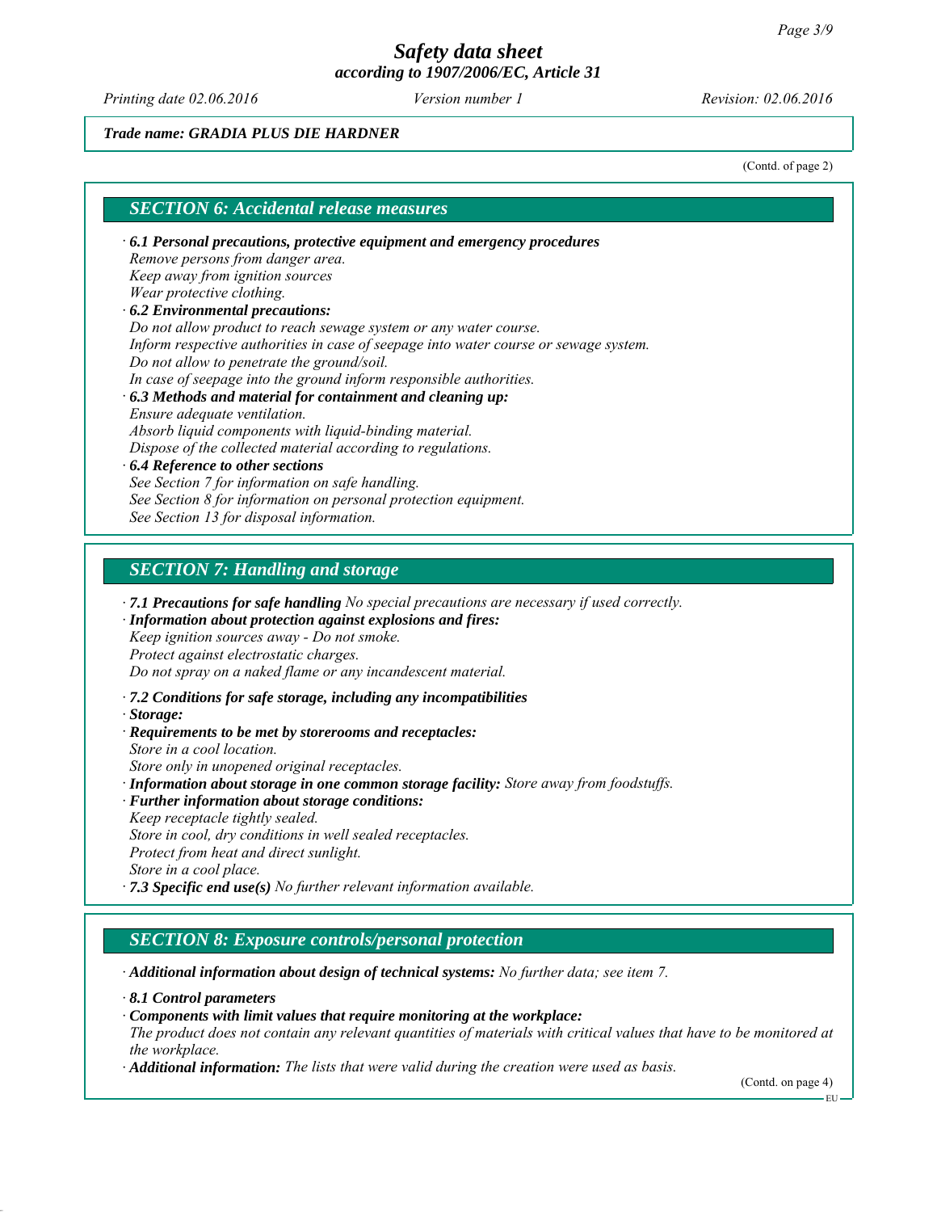Trade name: GRADIA PLUS DIE HARDNER

(Contd. of page 2)

## SECTION 6: Accidental release measures

· **6.1 Personal precautions, protective equipment and emergency procedures**
Remove persons from danger area.
Keep away from ignition sources
Wear protective clothing.

· **6.2 Environmental precautions:**
Do not allow product to reach sewage system or any water course.
Inform respective authorities in case of seepage into water course or sewage system.
Do not allow to penetrate the ground/soil.
In case of seepage into the ground inform responsible authorities.

· **6.3 Methods and material for containment and cleaning up:**
Ensure adequate ventilation.
Absorb liquid components with liquid-binding material.
Dispose of the collected material according to regulations.

· **6.4 Reference to other sections**
See Section 7 for information on safe handling.
See Section 8 for information on personal protection equipment.
See Section 13 for disposal information.

## SECTION 7: Handling and storage

· **7.1 Precautions for safe handling** No special precautions are necessary if used correctly.

· **Information about protection against explosions and fires:**
Keep ignition sources away - Do not smoke.
Protect against electrostatic charges.
Do not spray on a naked flame or any incandescent material.

· **7.2 Conditions for safe storage, including any incompatibilities**

· **Storage:**

· **Requirements to be met by storerooms and receptacles:**
Store in a cool location.
Store only in unopened original receptacles.

· **Information about storage in one common storage facility:** Store away from foodstuffs.

· **Further information about storage conditions:**
Keep receptacle tightly sealed.
Store in cool, dry conditions in well sealed receptacles.
Protect from heat and direct sunlight.
Store in a cool place.

· **7.3 Specific end use(s)** No further relevant information available.

## SECTION 8: Exposure controls/personal protection

· **Additional information about design of technical systems:** No further data; see item 7.

· **8.1 Control parameters**

· **Components with limit values that require monitoring at the workplace:**
The product does not contain any relevant quantities of materials with critical values that have to be monitored at the workplace.

· **Additional information:** The lists that were valid during the creation were used as basis.

(Contd. on page 4)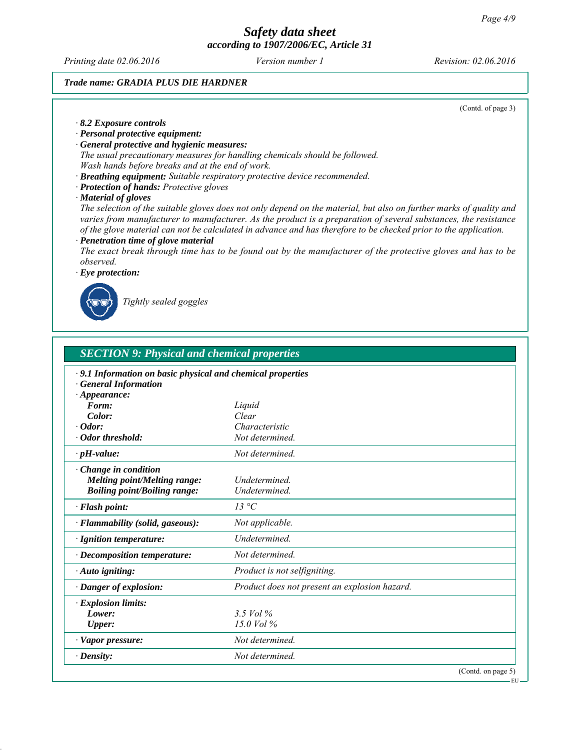*Trade name: GRADIA PLUS DIE HARDNER*

(Contd. of page 3)

· **8.2 Exposure controls**

· **Personal protective equipment:**

· **General protective and hygienic measures:**

*The usual precautionary measures for handling chemicals should be followed.*
*Wash hands before breaks and at the end of work.*

· **Breathing equipment:** *Suitable respiratory protective device recommended.*

· **Protection of hands:** *Protective gloves*

· **Material of gloves**

*The selection of the suitable gloves does not only depend on the material, but also on further marks of quality and varies from manufacturer to manufacturer. As the product is a preparation of several substances, the resistance of the glove material can not be calculated in advance and has therefore to be checked prior to the application.*

· **Penetration time of glove material**

*The exact break through time has to be found out by the manufacturer of the protective gloves and has to be observed.*

· **Eye protection:**

*Tightly sealed goggles*

## SECTION 9: Physical and chemical properties

· **9.1 Information on basic physical and chemical properties**

· **General Information**

| Property | Value |
|---|---|
| · **Appearance:** | |
| **Form:** | *Liquid* |
| **Color:** | *Clear* |
| · **Odor:** | *Characteristic* |
| · **Odor threshold:** | *Not determined.* |
| · **pH-value:** | *Not determined.* |
| · **Change in condition** | |
| **Melting point/Melting range:** | *Undetermined.* |
| **Boiling point/Boiling range:** | *Undetermined.* |
| · **Flash point:** | *13 °C* |
| · **Flammability (solid, gaseous):** | *Not applicable.* |
| · **Ignition temperature:** | *Undetermined.* |
| · **Decomposition temperature:** | *Not determined.* |
| · **Auto igniting:** | *Product is not selfigniting.* |
| · **Danger of explosion:** | *Product does not present an explosion hazard.* |
| · **Explosion limits:** | |
| **Lower:** | *3.5 Vol %* |
| **Upper:** | *15.0 Vol %* |
| · **Vapor pressure:** | *Not determined.* |
| · **Density:** | *Not determined.* |

(Contd. on page 5)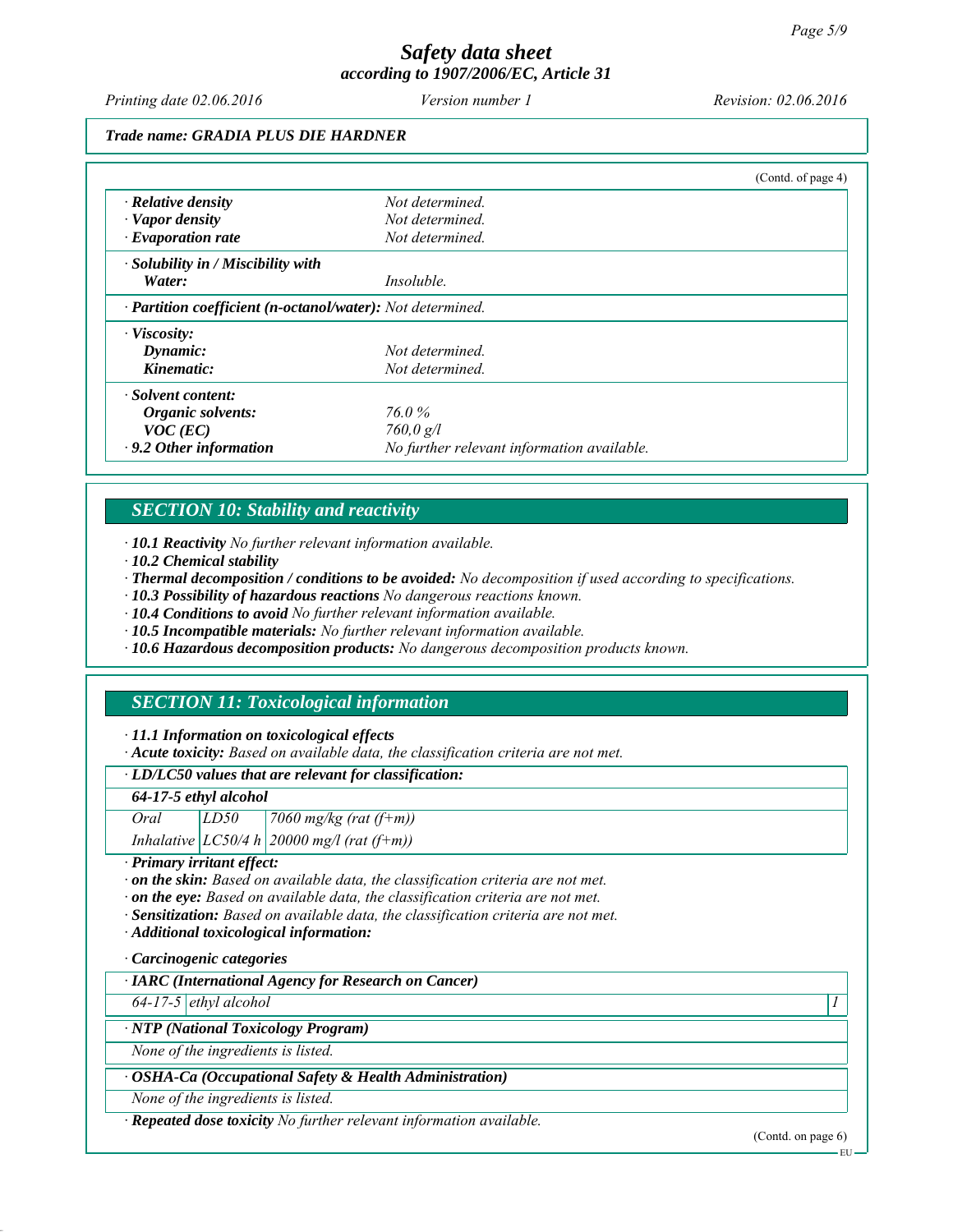*Trade name: GRADIA PLUS DIE HARDNER*

(Contd. of page 4)

| | |
|---|---|
| · **Relative density** | *Not determined.* |
| · **Vapor density** | *Not determined.* |
| · **Evaporation rate** | *Not determined.* |
| · **Solubility in / Miscibility with** | |
| **Water:** | *Insoluble.* |
| · **Partition coefficient (n-octanol/water):** | *Not determined.* |
| · **Viscosity:** | |
| **Dynamic:** | *Not determined.* |
| **Kinematic:** | *Not determined.* |
| · **Solvent content:** | |
| **Organic solvents:** | *76.0 %* |
| **VOC (EC)** | *760,0 g/l* |
| · **9.2 Other information** | *No further relevant information available.* |

## SECTION 10: Stability and reactivity

· **10.1 Reactivity** *No further relevant information available.*
· **10.2 Chemical stability**
· **Thermal decomposition / conditions to be avoided:** *No decomposition if used according to specifications.*
· **10.3 Possibility of hazardous reactions** *No dangerous reactions known.*
· **10.4 Conditions to avoid** *No further relevant information available.*
· **10.5 Incompatible materials:** *No further relevant information available.*
· **10.6 Hazardous decomposition products:** *No dangerous decomposition products known.*

## SECTION 11: Toxicological information

· **11.1 Information on toxicological effects**
· **Acute toxicity:** *Based on available data, the classification criteria are not met.*

· **LD/LC50 values that are relevant for classification:**

| **64-17-5 ethyl alcohol** | | |
|---|---|---|
| *Oral* | *LD50* | *7060 mg/kg (rat (f+m))* |
| *Inhalative* | *LC50/4 h* | *20000 mg/l (rat (f+m))* |

· **Primary irritant effect:**
· **on the skin:** *Based on available data, the classification criteria are not met.*
· **on the eye:** *Based on available data, the classification criteria are not met.*
· **Sensitization:** *Based on available data, the classification criteria are not met.*
· **Additional toxicological information:**

· **Carcinogenic categories**

· **IARC (International Agency for Research on Cancer)**

| | | |
|---|---|---|
| *64-17-5* | *ethyl alcohol* | *1* |

· **NTP (National Toxicology Program)**

*None of the ingredients is listed.*

· **OSHA-Ca (Occupational Safety & Health Administration)**

*None of the ingredients is listed.*

· **Repeated dose toxicity** *No further relevant information available.*

(Contd. on page 6)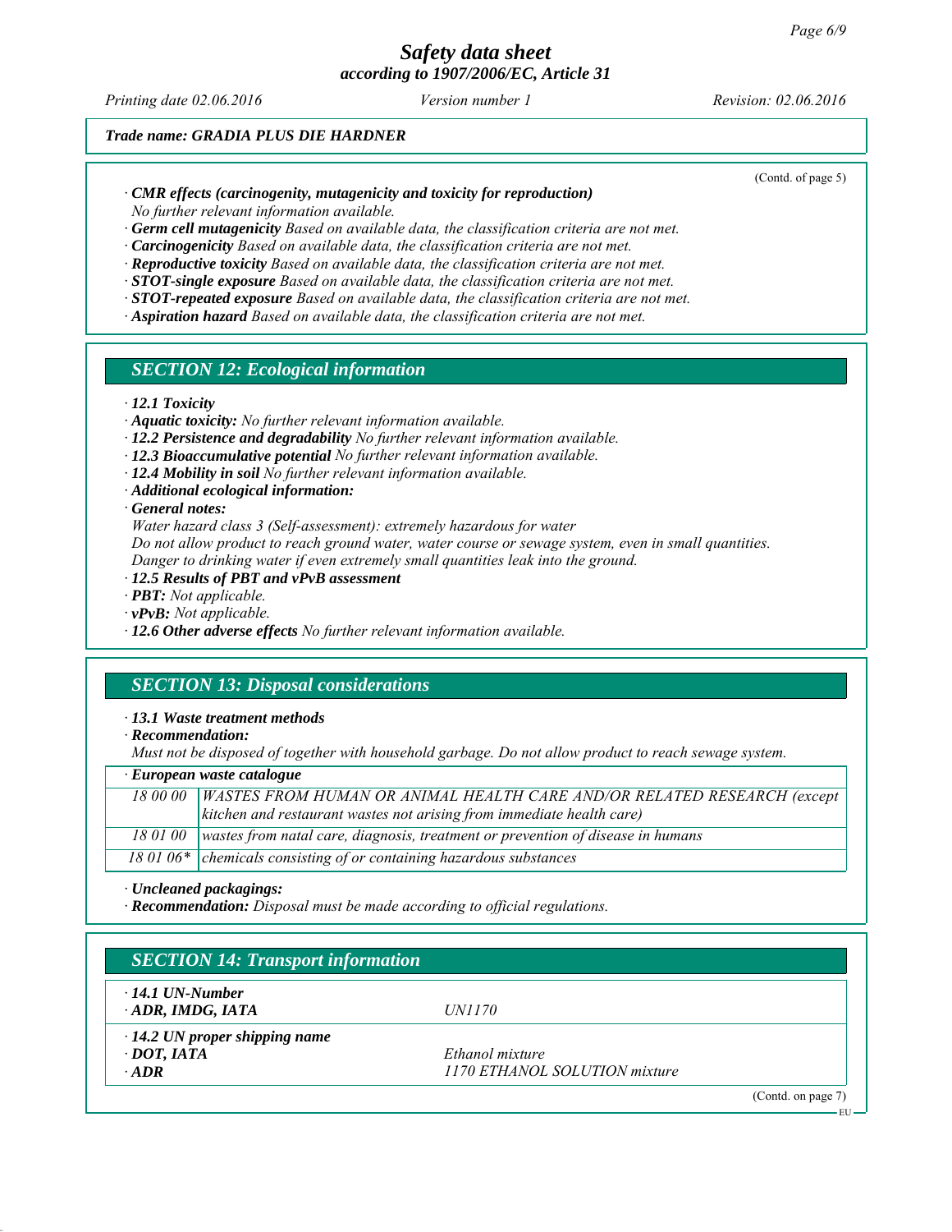*Trade name: GRADIA PLUS DIE HARDNER*

(Contd. of page 5)

· **CMR effects (carcinogenity, mutagenicity and toxicity for reproduction)**
No further relevant information available.
· **Germ cell mutagenicity** Based on available data, the classification criteria are not met.
· **Carcinogenicity** Based on available data, the classification criteria are not met.
· **Reproductive toxicity** Based on available data, the classification criteria are not met.
· **STOT-single exposure** Based on available data, the classification criteria are not met.
· **STOT-repeated exposure** Based on available data, the classification criteria are not met.
· **Aspiration hazard** Based on available data, the classification criteria are not met.

## SECTION 12: Ecological information

· **12.1 Toxicity**
· **Aquatic toxicity:** No further relevant information available.
· **12.2 Persistence and degradability** No further relevant information available.
· **12.3 Bioaccumulative potential** No further relevant information available.
· **12.4 Mobility in soil** No further relevant information available.
· **Additional ecological information:**
· **General notes:**
Water hazard class 3 (Self-assessment): extremely hazardous for water
Do not allow product to reach ground water, water course or sewage system, even in small quantities.
Danger to drinking water if even extremely small quantities leak into the ground.
· **12.5 Results of PBT and vPvB assessment**
· **PBT:** Not applicable.
· **vPvB:** Not applicable.
· **12.6 Other adverse effects** No further relevant information available.

## SECTION 13: Disposal considerations

· **13.1 Waste treatment methods**
· **Recommendation:**
Must not be disposed of together with household garbage. Do not allow product to reach sewage system.

| · European waste catalogue | |
|---|---|
| 18 00 00 | WASTES FROM HUMAN OR ANIMAL HEALTH CARE AND/OR RELATED RESEARCH (except kitchen and restaurant wastes not arising from immediate health care) |
| 18 01 00 | wastes from natal care, diagnosis, treatment or prevention of disease in humans |
| 18 01 06* | chemicals consisting of or containing hazardous substances |

· **Uncleaned packagings:**
· **Recommendation:** Disposal must be made according to official regulations.

## SECTION 14: Transport information

| | |
|---|---|
| · **14.1 UN-Number** | |
| · **ADR, IMDG, IATA** | UN1170 |
| · **14.2 UN proper shipping name** | |
| · **DOT, IATA** | Ethanol mixture |
| · **ADR** | 1170 ETHANOL SOLUTION mixture |

(Contd. on page 7)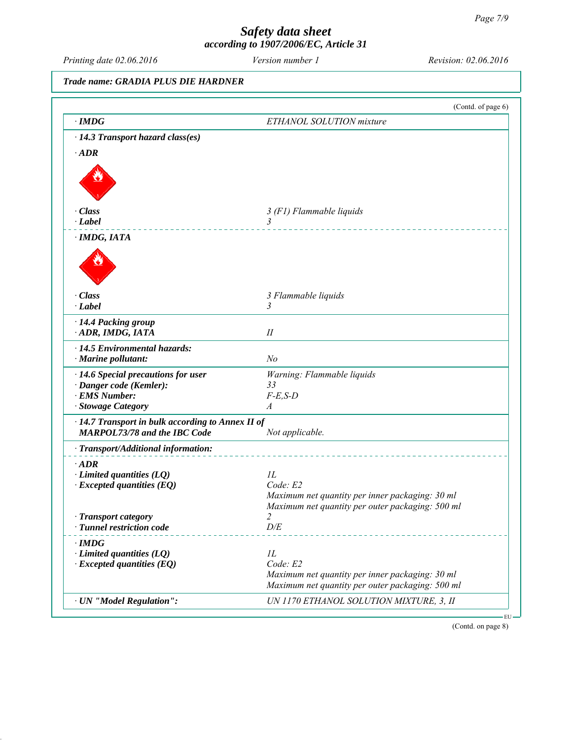*Safety data sheet*
*according to 1907/2006/EC, Article 31*

*Printing date 02.06.2016* *Version number 1* *Revision: 02.06.2016*

***Trade name: GRADIA PLUS DIE HARDNER***

(Contd. of page 6)

| | |
|---|---|
| **· IMDG** | *ETHANOL SOLUTION mixture* |
| **· 14.3 Transport hazard class(es)** | |
| **· ADR** | |
| **· Class** | *3 (F1) Flammable liquids* |
| **· Label** | *3* |
| **· IMDG, IATA** | |
| **· Class** | *3 Flammable liquids* |
| **· Label** | *3* |
| **· 14.4 Packing group** | |
| **· ADR, IMDG, IATA** | *II* |
| **· 14.5 Environmental hazards:** | |
| **· Marine pollutant:** | *No* |
| **· 14.6 Special precautions for user** | *Warning: Flammable liquids* |
| **· Danger code (Kemler):** | *33* |
| **· EMS Number:** | *F-E,S-D* |
| **· Stowage Category** | *A* |
| **· 14.7 Transport in bulk according to Annex II of MARPOL73/78 and the IBC Code** | *Not applicable.* |
| **· Transport/Additional information:** | |
| **· ADR** | |
| **· Limited quantities (LQ)** | *1L* |
| **· Excepted quantities (EQ)** | *Code: E2*<br>*Maximum net quantity per inner packaging: 30 ml*<br>*Maximum net quantity per outer packaging: 500 ml* |
| **· Transport category** | *2* |
| **· Tunnel restriction code** | *D/E* |
| **· IMDG** | |
| **· Limited quantities (LQ)** | *1L* |
| **· Excepted quantities (EQ)** | *Code: E2*<br>*Maximum net quantity per inner packaging: 30 ml*<br>*Maximum net quantity per outer packaging: 500 ml* |
| **· UN "Model Regulation":** | *UN 1170 ETHANOL SOLUTION MIXTURE, 3, II* |

EU

(Contd. on page 8)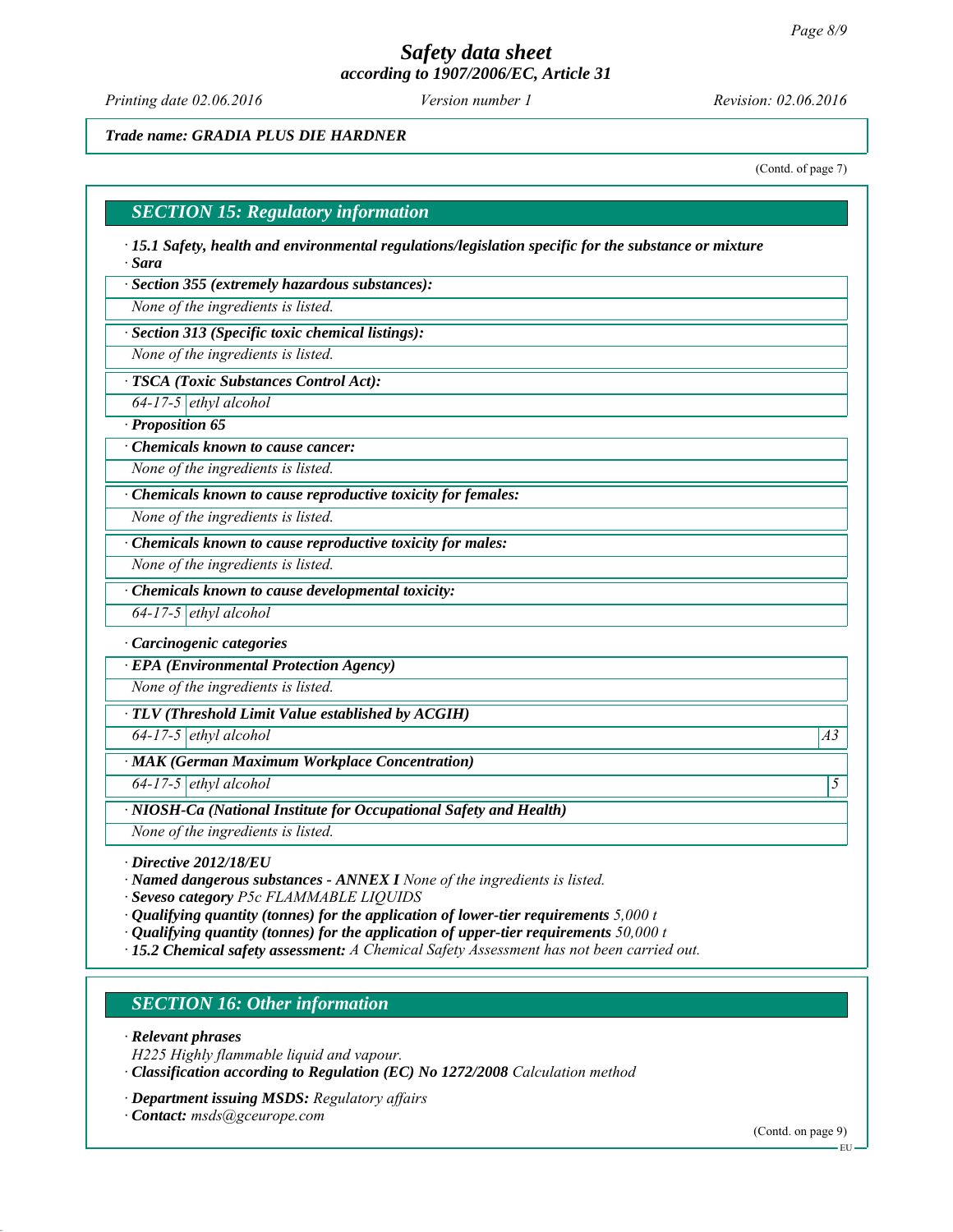*Trade name: GRADIA PLUS DIE HARDNER*

(Contd. of page 7)

## SECTION 15: Regulatory information

· **15.1 Safety, health and environmental regulations/legislation specific for the substance or mixture**
· **Sara**

· **Section 355 (extremely hazardous substances):**

None of the ingredients is listed.

· **Section 313 (Specific toxic chemical listings):**

None of the ingredients is listed.

· **TSCA (Toxic Substances Control Act):**

| 64-17-5 | ethyl alcohol |
|---|---|

· **Proposition 65**

· **Chemicals known to cause cancer:**

None of the ingredients is listed.

· **Chemicals known to cause reproductive toxicity for females:**

None of the ingredients is listed.

· **Chemicals known to cause reproductive toxicity for males:**

None of the ingredients is listed.

· **Chemicals known to cause developmental toxicity:**

| 64-17-5 | ethyl alcohol |
|---|---|

· **Carcinogenic categories**

· **EPA (Environmental Protection Agency)**

None of the ingredients is listed.

· **TLV (Threshold Limit Value established by ACGIH)**

| 64-17-5 | ethyl alcohol | A3 |
|---|---|---|

· **MAK (German Maximum Workplace Concentration)**

| 64-17-5 | ethyl alcohol | 5 |
|---|---|---|

· **NIOSH-Ca (National Institute for Occupational Safety and Health)**

None of the ingredients is listed.

· **Directive 2012/18/EU**
· **Named dangerous substances - ANNEX I** None of the ingredients is listed.
· **Seveso category** P5c FLAMMABLE LIQUIDS
· **Qualifying quantity (tonnes) for the application of lower-tier requirements** 5,000 t
· **Qualifying quantity (tonnes) for the application of upper-tier requirements** 50,000 t
· **15.2 Chemical safety assessment:** A Chemical Safety Assessment has not been carried out.

## SECTION 16: Other information

· **Relevant phrases**
H225 Highly flammable liquid and vapour.
· **Classification according to Regulation (EC) No 1272/2008** Calculation method

· **Department issuing MSDS:** Regulatory affairs
· **Contact:** msds@gceurope.com

(Contd. on page 9)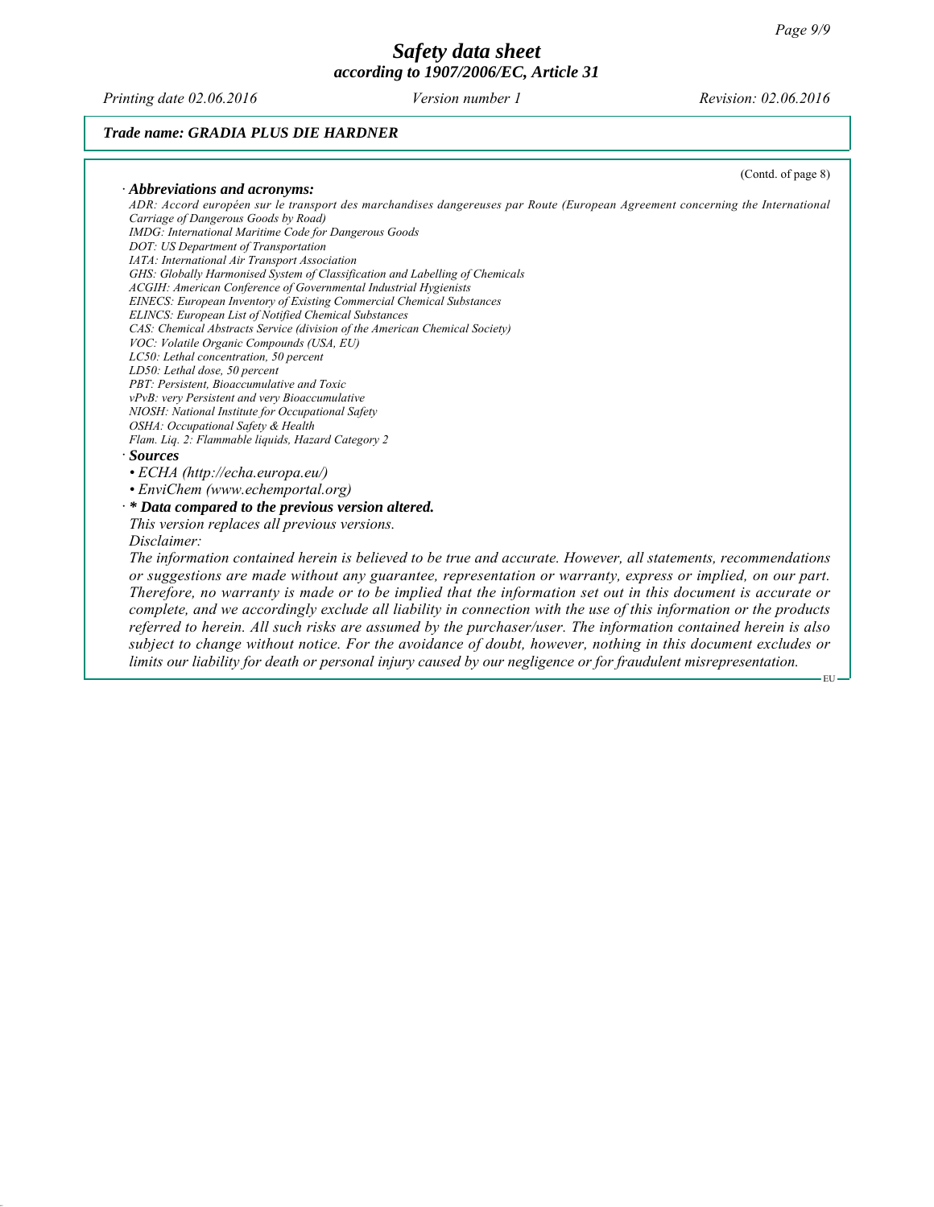(Contd. of page 8)

· ***Abbreviations and acronyms:***

*ADR: Accord européen sur le transport des marchandises dangereuses par Route (European Agreement concerning the International Carriage of Dangerous Goods by Road)*
*IMDG: International Maritime Code for Dangerous Goods*
*DOT: US Department of Transportation*
*IATA: International Air Transport Association*
*GHS: Globally Harmonised System of Classification and Labelling of Chemicals*
*ACGIH: American Conference of Governmental Industrial Hygienists*
*EINECS: European Inventory of Existing Commercial Chemical Substances*
*ELINCS: European List of Notified Chemical Substances*
*CAS: Chemical Abstracts Service (division of the American Chemical Society)*
*VOC: Volatile Organic Compounds (USA, EU)*
*LC50: Lethal concentration, 50 percent*
*LD50: Lethal dose, 50 percent*
*PBT: Persistent, Bioaccumulative and Toxic*
*vPvB: very Persistent and very Bioaccumulative*
*NIOSH: National Institute for Occupational Safety*
*OSHA: Occupational Safety & Health*
*Flam. Liq. 2: Flammable liquids, Hazard Category 2*

· ***Sources***

- *ECHA (http://echa.europa.eu/)*
- *EnviChem (www.echemportal.org)*

· ***\* Data compared to the previous version altered.***

*This version replaces all previous versions.*

*Disclaimer:*

*The information contained herein is believed to be true and accurate. However, all statements, recommendations or suggestions are made without any guarantee, representation or warranty, express or implied, on our part. Therefore, no warranty is made or to be implied that the information set out in this document is accurate or complete, and we accordingly exclude all liability in connection with the use of this information or the products referred to herein. All such risks are assumed by the purchaser/user. The information contained herein is also subject to change without notice. For the avoidance of doubt, however, nothing in this document excludes or limits our liability for death or personal injury caused by our negligence or for fraudulent misrepresentation.*

EU